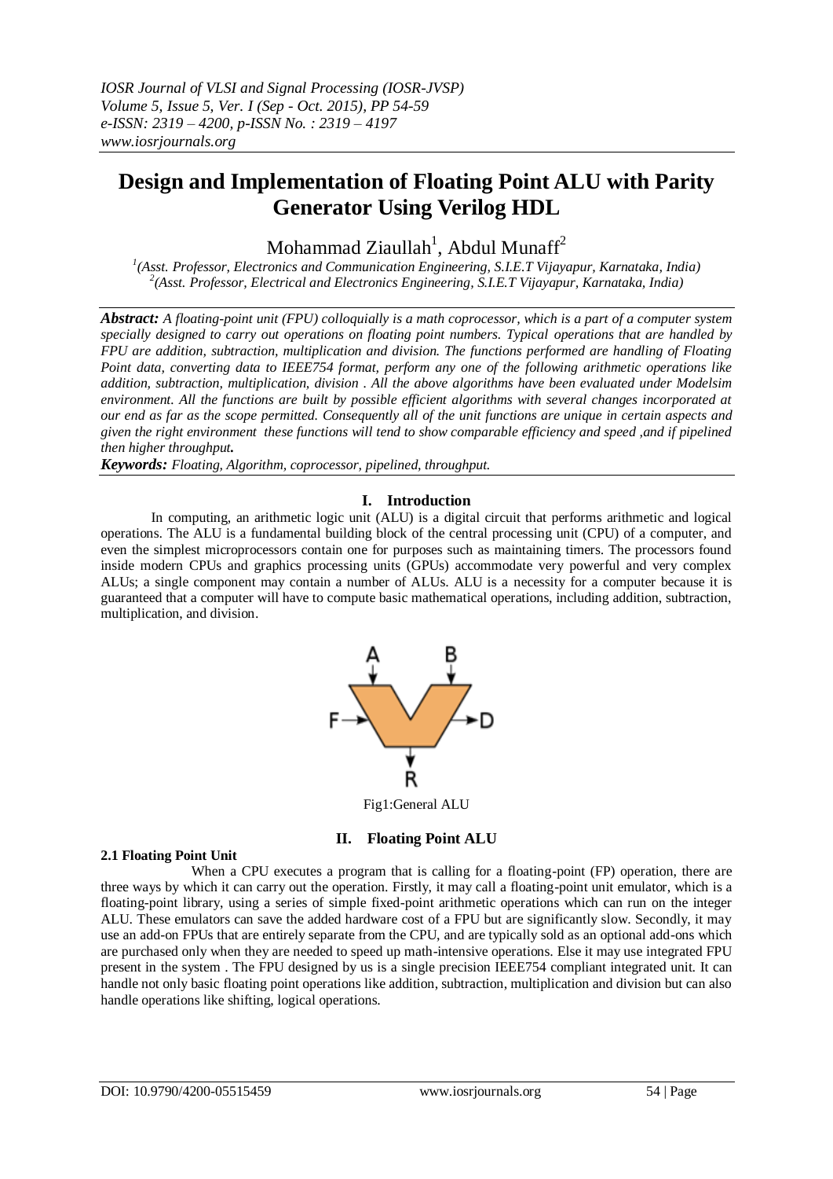# Design and Implementation of Floating Point ALU with Parity Generator Using Verilog HDL

Mohammad Ziaullah[1], Abdul Munaff[2]

[1](Asst. Professor, Electronics and Communication Engineering, S.I.E.T Vijayapur, Karnataka, India)
[2](Asst. Professor, Electrical and Electronics Engineering, S.I.E.T Vijayapur, Karnataka, India)

***Abstract:*** *A floating-point unit (FPU) colloquially is a math coprocessor, which is a part of a computer system specially designed to carry out operations on floating point numbers. Typical operations that are handled by FPU are addition, subtraction, multiplication and division. The functions performed are handling of Floating Point data, converting data to IEEE754 format, perform any one of the following arithmetic operations like addition, subtraction, multiplication, division . All the above algorithms have been evaluated under Modelsim environment. All the functions are built by possible efficient algorithms with several changes incorporated at our end as far as the scope permitted. Consequently all of the unit functions are unique in certain aspects and given the right environment these functions will tend to show comparable efficiency and speed ,and if pipelined then higher throughput.*

***Keywords:*** *Floating, Algorithm, coprocessor, pipelined, throughput.*

## I. Introduction

In computing, an arithmetic logic unit (ALU) is a digital circuit that performs arithmetic and logical operations. The ALU is a fundamental building block of the central processing unit (CPU) of a computer, and even the simplest microprocessors contain one for purposes such as maintaining timers. The processors found inside modern CPUs and graphics processing units (GPUs) accommodate very powerful and very complex ALUs; a single component may contain a number of ALUs. ALU is a necessity for a computer because it is guaranteed that a computer will have to compute basic mathematical operations, including addition, subtraction, multiplication, and division.

Fig1:General ALU

## II. Floating Point ALU

### 2.1 Floating Point Unit

When a CPU executes a program that is calling for a floating-point (FP) operation, there are three ways by which it can carry out the operation. Firstly, it may call a floating-point unit emulator, which is a floating-point library, using a series of simple fixed-point arithmetic operations which can run on the integer ALU. These emulators can save the added hardware cost of a FPU but are significantly slow. Secondly, it may use an add-on FPUs that are entirely separate from the CPU, and are typically sold as an optional add-ons which are purchased only when they are needed to speed up math-intensive operations. Else it may use integrated FPU present in the system . The FPU designed by us is a single precision IEEE754 compliant integrated unit. It can handle not only basic floating point operations like addition, subtraction, multiplication and division but can also handle operations like shifting, logical operations.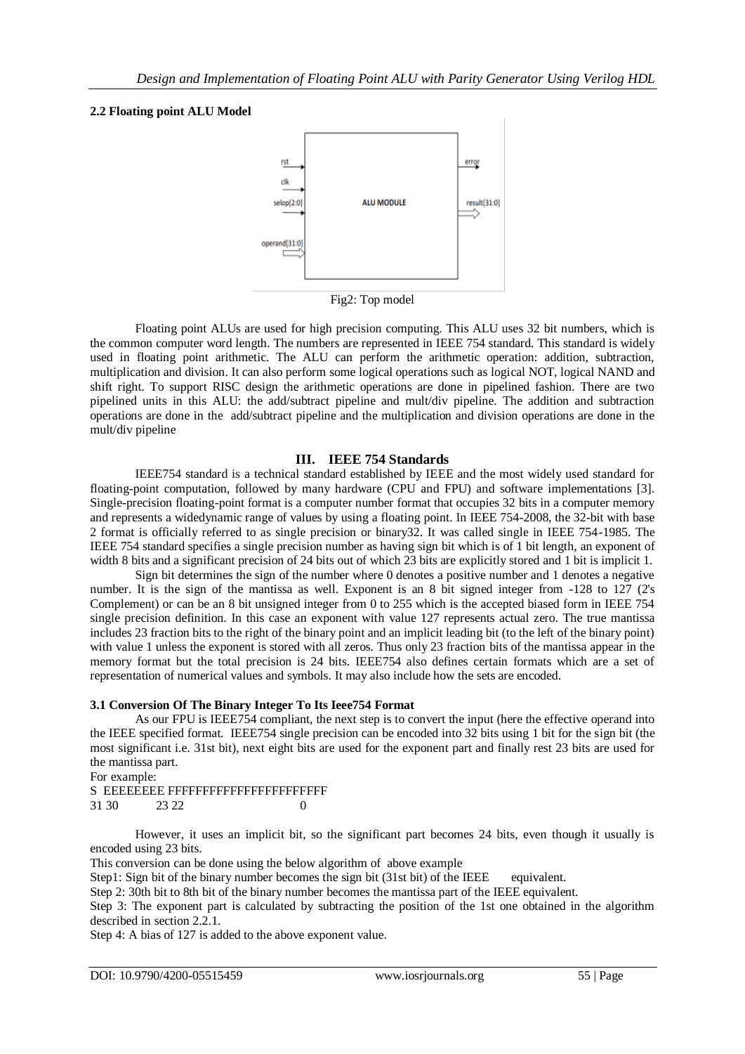### 2.2 Floating point ALU Model

Fig2: Top model

Floating point ALUs are used for high precision computing. This ALU uses 32 bit numbers, which is the common computer word length. The numbers are represented in IEEE 754 standard. This standard is widely used in floating point arithmetic. The ALU can perform the arithmetic operation: addition, subtraction, multiplication and division. It can also perform some logical operations such as logical NOT, logical NAND and shift right. To support RISC design the arithmetic operations are done in pipelined fashion. There are two pipelined units in this ALU: the add/subtract pipeline and mult/div pipeline. The addition and subtraction operations are done in the add/subtract pipeline and the multiplication and division operations are done in the mult/div pipeline

## III. IEEE 754 Standards

IEEE754 standard is a technical standard established by IEEE and the most widely used standard for floating-point computation, followed by many hardware (CPU and FPU) and software implementations [3]. Single-precision floating-point format is a computer number format that occupies 32 bits in a computer memory and represents a widedynamic range of values by using a floating point. In IEEE 754-2008, the 32-bit with base 2 format is officially referred to as single precision or binary32. It was called single in IEEE 754-1985. The IEEE 754 standard specifies a single precision number as having sign bit which is of 1 bit length, an exponent of width 8 bits and a significant precision of 24 bits out of which 23 bits are explicitly stored and 1 bit is implicit 1.

Sign bit determines the sign of the number where 0 denotes a positive number and 1 denotes a negative number. It is the sign of the mantissa as well. Exponent is an 8 bit signed integer from -128 to 127 (2's Complement) or can be an 8 bit unsigned integer from 0 to 255 which is the accepted biased form in IEEE 754 single precision definition. In this case an exponent with value 127 represents actual zero. The true mantissa includes 23 fraction bits to the right of the binary point and an implicit leading bit (to the left of the binary point) with value 1 unless the exponent is stored with all zeros. Thus only 23 fraction bits of the mantissa appear in the memory format but the total precision is 24 bits. IEEE754 also defines certain formats which are a set of representation of numerical values and symbols. It may also include how the sets are encoded.

### 3.1 Conversion Of The Binary Integer To Its Ieee754 Format

As our FPU is IEEE754 compliant, the next step is to convert the input (here the effective operand into the IEEE specified format. IEEE754 single precision can be encoded into 32 bits using 1 bit for the sign bit (the most significant i.e. 31st bit), next eight bits are used for the exponent part and finally rest 23 bits are used for the mantissa part.

For example:

```
S  EEEEEEEE FFFFFFFFFFFFFFFFFFFFFFF
31 30    23 22                    0
```

However, it uses an implicit bit, so the significant part becomes 24 bits, even though it usually is encoded using 23 bits.

This conversion can be done using the below algorithm of above example

Step1: Sign bit of the binary number becomes the sign bit (31st bit) of the IEEE equivalent.

Step 2: 30th bit to 8th bit of the binary number becomes the mantissa part of the IEEE equivalent.

Step 3: The exponent part is calculated by subtracting the position of the 1st one obtained in the algorithm described in section 2.2.1.

Step 4: A bias of 127 is added to the above exponent value.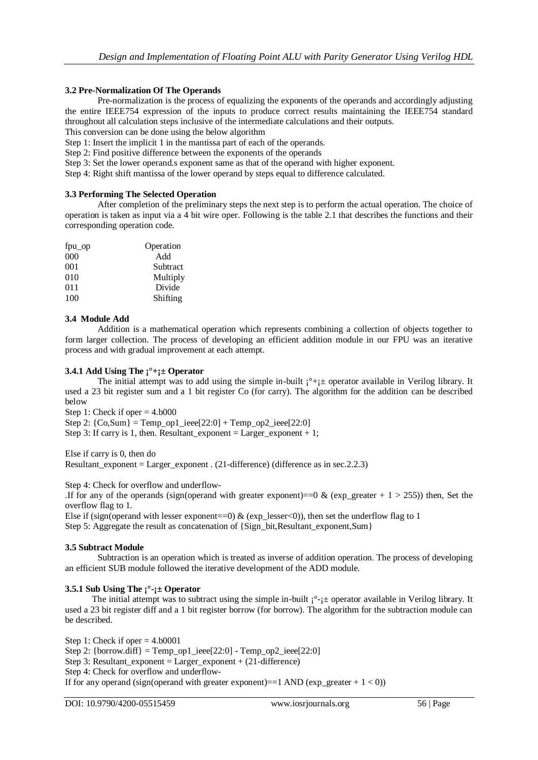### 3.2 Pre-Normalization Of The Operands

Pre-normalization is the process of equalizing the exponents of the operands and accordingly adjusting the entire IEEE754 expression of the inputs to produce correct results maintaining the IEEE754 standard throughout all calculation steps inclusive of the intermediate calculations and their outputs.

This conversion can be done using the below algorithm

Step 1: Insert the implicit 1 in the mantissa part of each of the operands.

Step 2: Find positive difference between the exponents of the operands

Step 3: Set the lower operand.s exponent same as that of the operand with higher exponent.

Step 4: Right shift mantissa of the lower operand by steps equal to difference calculated.

### 3.3 Performing The Selected Operation

After completion of the preliminary steps the next step is to perform the actual operation. The choice of operation is taken as input via a 4 bit wire oper. Following is the table 2.1 that describes the functions and their corresponding operation code.

| fpu_op | Operation |
|---|---|
| 000 | Add |
| 001 | Subtract |
| 010 | Multiply |
| 011 | Divide |
| 100 | Shifting |

### 3.4 Module Add

Addition is a mathematical operation which represents combining a collection of objects together to form larger collection. The process of developing an efficient addition module in our FPU was an iterative process and with gradual improvement at each attempt.

#### 3.4.1 Add Using The ¡°+¡± Operator

The initial attempt was to add using the simple in-built ¡°+¡± operator available in Verilog library. It used a 23 bit register sum and a 1 bit register Co (for carry). The algorithm for the addition can be described below

Step 1: Check if oper = 4.b000

Step 2: {Co,Sum} = Temp_op1_ieee[22:0] + Temp_op2_ieee[22:0]

Step 3: If carry is 1, then. Resultant_exponent = Larger_exponent + 1;

Else if carry is 0, then do

Resultant_exponent = Larger_exponent . (21-difference) (difference as in sec.2.2.3)

Step 4: Check for overflow and underflow-

.If for any of the operands (sign(operand with greater exponent)==0 & (exp_greater + 1 > 255)) then, Set the overflow flag to 1.

Else if (sign(operand with lesser exponent==0) & (exp_lesser<0)), then set the underflow flag to 1

Step 5: Aggregate the result as concatenation of {Sign_bit,Resultant_exponent,Sum}

### 3.5 Subtract Module

Subtraction is an operation which is treated as inverse of addition operation. The process of developing an efficient SUB module followed the iterative development of the ADD module.

#### 3.5.1 Sub Using The ¡°-¡± Operator

The initial attempt was to subtract using the simple in-built ¡°-¡± operator available in Verilog library. It used a 23 bit register diff and a 1 bit register borrow (for borrow). The algorithm for the subtraction module can be described.

Step 1: Check if oper = 4.b0001

Step 2: {borrow.diff} = Temp_op1_ieee[22:0] - Temp_op2_ieee[22:0]

Step 3: Resultant_exponent = Larger_exponent + (21-difference)

Step 4: Check for overflow and underflow-

If for any operand (sign(operand with greater exponent)==1 AND (exp_greater + 1 < 0))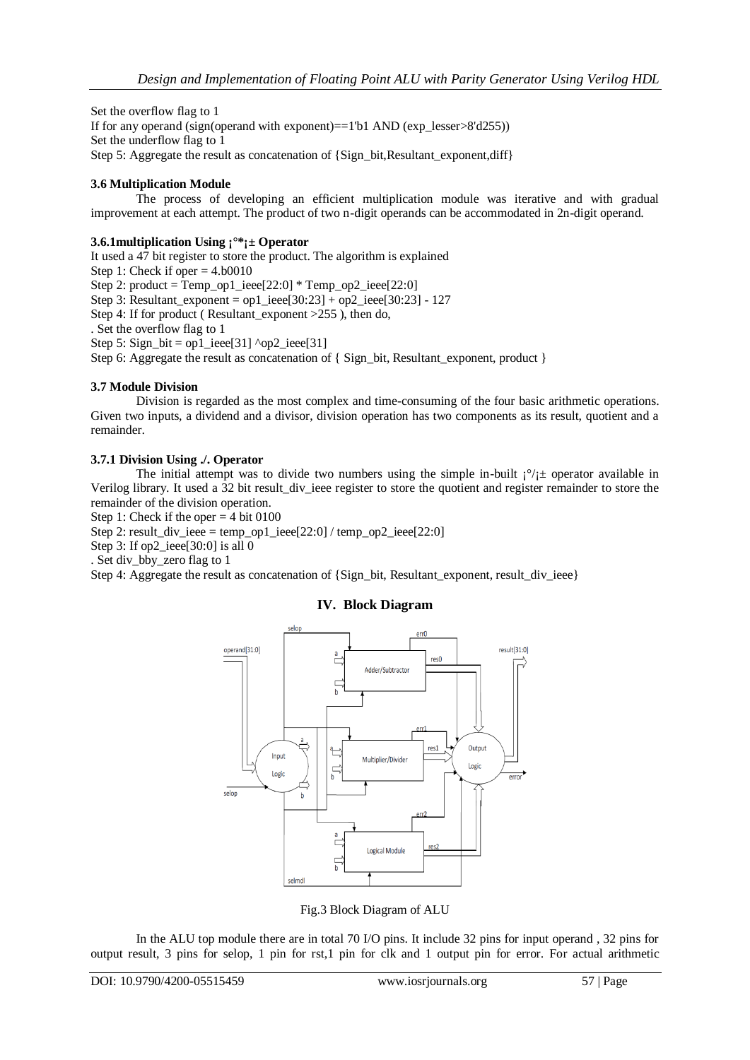Set the overflow flag to 1
If for any operand (sign(operand with exponent)==1'b1 AND (exp_lesser>8'd255))
Set the underflow flag to 1
Step 5: Aggregate the result as concatenation of {Sign_bit,Resultant_exponent,diff}

### 3.6 Multiplication Module

The process of developing an efficient multiplication module was iterative and with gradual improvement at each attempt. The product of two n-digit operands can be accommodated in 2n-digit operand.

#### 3.6.1multiplication Using ¡°*¡± Operator

It used a 47 bit register to store the product. The algorithm is explained
Step 1: Check if oper = 4.b0010
Step 2: product = Temp_op1_ieee[22:0] * Temp_op2_ieee[22:0]
Step 3: Resultant_exponent = op1_ieee[30:23] + op2_ieee[30:23] - 127
Step 4: If for product ( Resultant_exponent >255 ), then do,
. Set the overflow flag to 1
Step 5: Sign_bit = op1_ieee[31] ^op2_ieee[31]
Step 6: Aggregate the result as concatenation of { Sign_bit, Resultant_exponent, product }

### 3.7 Module Division

Division is regarded as the most complex and time-consuming of the four basic arithmetic operations. Given two inputs, a dividend and a divisor, division operation has two components as its result, quotient and a remainder.

#### 3.7.1 Division Using ./. Operator

The initial attempt was to divide two numbers using the simple in-built ¡°/¡± operator available in Verilog library. It used a 32 bit result_div_ieee register to store the quotient and register remainder to store the remainder of the division operation.
Step 1: Check if the oper = 4 bit 0100
Step 2: result_div_ieee = temp_op1_ieee[22:0] / temp_op2_ieee[22:0]
Step 3: If op2_ieee[30:0] is all 0
. Set div_bby_zero flag to 1
Step 4: Aggregate the result as concatenation of {Sign_bit, Resultant_exponent, result_div_ieee}

## IV. Block Diagram

Fig.3 Block Diagram of ALU

In the ALU top module there are in total 70 I/O pins. It include 32 pins for input operand , 32 pins for output result, 3 pins for selop, 1 pin for rst,1 pin for clk and 1 output pin for error. For actual arithmetic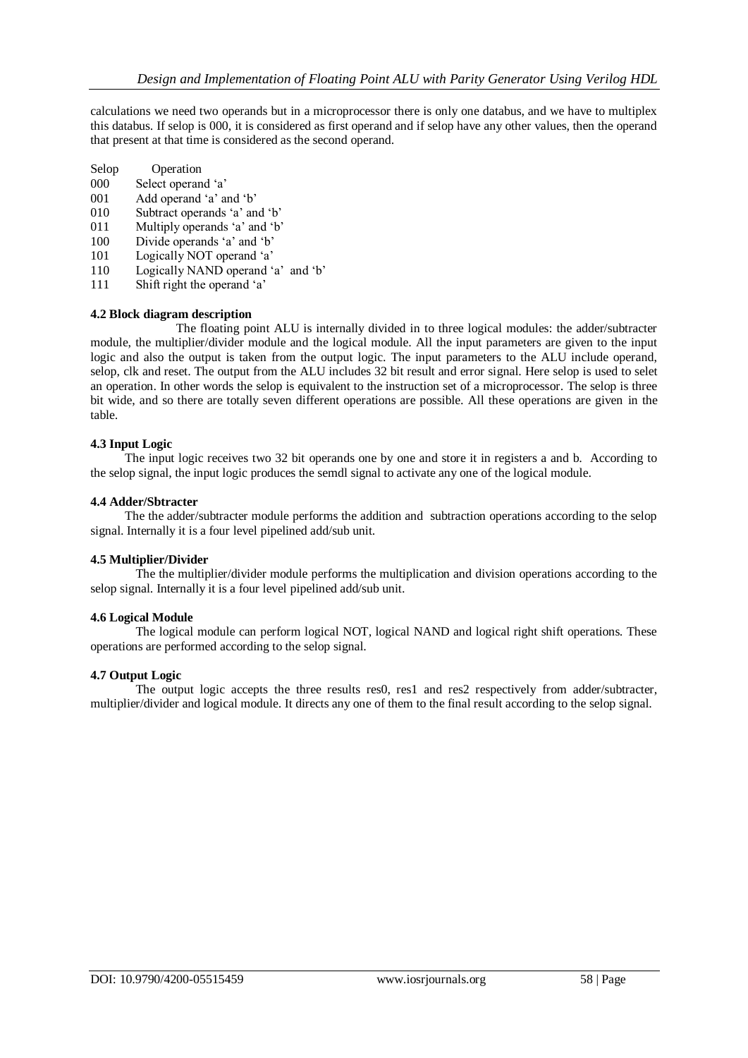calculations we need two operands but in a microprocessor there is only one databus, and we have to multiplex this databus. If selop is 000, it is considered as first operand and if selop have any other values, then the operand that present at that time is considered as the second operand.

| Selop | Operation |
|---|---|
| 000 | Select operand 'a' |
| 001 | Add operand 'a' and 'b' |
| 010 | Subtract operands 'a' and 'b' |
| 011 | Multiply operands 'a' and 'b' |
| 100 | Divide operands 'a' and 'b' |
| 101 | Logically NOT operand 'a' |
| 110 | Logically NAND operand 'a' and 'b' |
| 111 | Shift right the operand 'a' |

**4.2 Block diagram description**

The floating point ALU is internally divided in to three logical modules: the adder/subtracter module, the multiplier/divider module and the logical module. All the input parameters are given to the input logic and also the output is taken from the output logic. The input parameters to the ALU include operand, selop, clk and reset. The output from the ALU includes 32 bit result and error signal. Here selop is used to selet an operation. In other words the selop is equivalent to the instruction set of a microprocessor. The selop is three bit wide, and so there are totally seven different operations are possible. All these operations are given in the table.

**4.3 Input Logic**

The input logic receives two 32 bit operands one by one and store it in registers a and b. According to the selop signal, the input logic produces the semdl signal to activate any one of the logical module.

**4.4 Adder/Sbtracter**

The the adder/subtracter module performs the addition and subtraction operations according to the selop signal. Internally it is a four level pipelined add/sub unit.

**4.5 Multiplier/Divider**

The the multiplier/divider module performs the multiplication and division operations according to the selop signal. Internally it is a four level pipelined add/sub unit.

**4.6 Logical Module**

The logical module can perform logical NOT, logical NAND and logical right shift operations. These operations are performed according to the selop signal.

**4.7 Output Logic**

The output logic accepts the three results res0, res1 and res2 respectively from adder/subtracter, multiplier/divider and logical module. It directs any one of them to the final result according to the selop signal.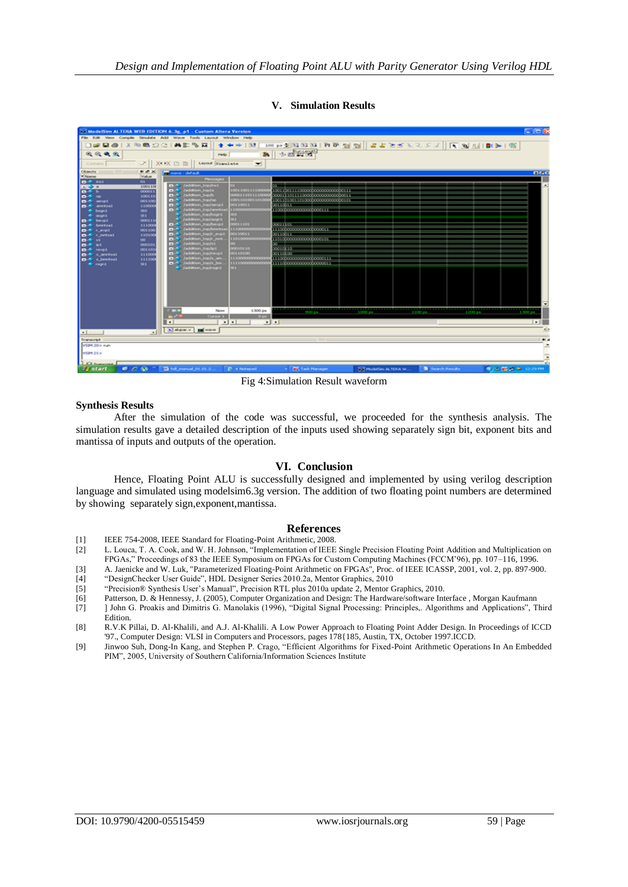## V. Simulation Results

Fig 4:Simulation Result waveform

**Synthesis Results**

After the simulation of the code was successful, we proceeded for the synthesis analysis. The simulation results gave a detailed description of the inputs used showing separately sign bit, exponent bits and mantissa of inputs and outputs of the operation.

## VI. Conclusion

Hence, Floating Point ALU is successfully designed and implemented by using verilog description language and simulated using modelsim6.3g version. The addition of two floating point numbers are determined by showing separately sign,exponent,mantissa.

## References

[1] IEEE 754-2008, IEEE Standard for Floating-Point Arithmetic, 2008.

[2] L. Louca, T. A. Cook, and W. H. Johnson, "Implementation of IEEE Single Precision Floating Point Addition and Multiplication on FPGAs," Proceedings of 83 the IEEE Symposium on FPGAs for Custom Computing Machines (FCCM'96), pp. 107–116, 1996.

[3] A. Jaenicke and W. Luk, "Parameterized Floating-Point Arithmetic on FPGAs", Proc. of IEEE ICASSP, 2001, vol. 2, pp. 897-900.

[4] "DesignChecker User Guide", HDL Designer Series 2010.2a, Mentor Graphics, 2010

[5] "Precision® Synthesis User's Manual", Precision RTL plus 2010a update 2, Mentor Graphics, 2010.

[6] Patterson, D. & Hennessy, J. (2005), Computer Organization and Design: The Hardware/software Interface , Morgan Kaufmann

[7] ] John G. Proakis and Dimitris G. Manolakis (1996), "Digital Signal Processing: Principles,. Algorithms and Applications", Third Edition.

[8] R.V.K Pillai, D. Al-Khalili, and A.J. Al-Khalili. A Low Power Approach to Floating Point Adder Design. In Proceedings of ICCD '97., Computer Design: VLSI in Computers and Processors, pages 178{185, Austin, TX, October 1997.ICCD.

[9] Jinwoo Suh, Dong-In Kang, and Stephen P. Crago, "Efficient Algorithms for Fixed-Point Arithmetic Operations In An Embedded PIM", 2005, University of Southern California/Information Sciences Institute